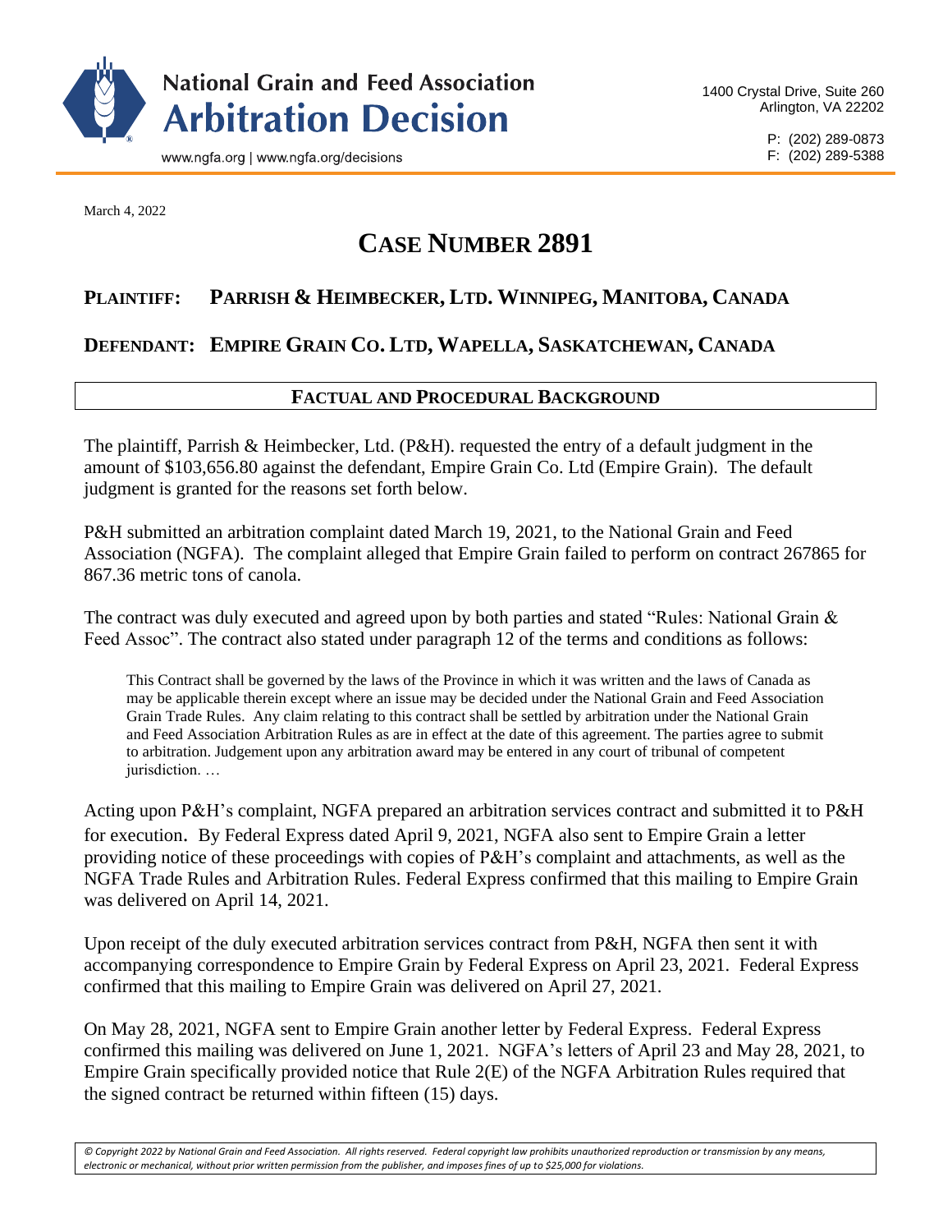# National Grain and Feed Association Arbitration Decision

www.ngfa.org | www.ngfa.org/decisions

1400 Crystal Drive, Suite 260
Arlington, VA 22202

P: (202) 289-0873
F: (202) 289-5388

March 4, 2022

## CASE NUMBER 2891

**PLAINTIFF: PARRISH & HEIMBECKER, LTD. WINNIPEG, MANITOBA, CANADA**

**DEFENDANT: EMPIRE GRAIN CO. LTD, WAPELLA, SASKATCHEWAN, CANADA**

### FACTUAL AND PROCEDURAL BACKGROUND

The plaintiff, Parrish & Heimbecker, Ltd. (P&H). requested the entry of a default judgment in the amount of $103,656.80 against the defendant, Empire Grain Co. Ltd (Empire Grain). The default judgment is granted for the reasons set forth below.

P&H submitted an arbitration complaint dated March 19, 2021, to the National Grain and Feed Association (NGFA). The complaint alleged that Empire Grain failed to perform on contract 267865 for 867.36 metric tons of canola.

The contract was duly executed and agreed upon by both parties and stated "Rules: National Grain & Feed Assoc". The contract also stated under paragraph 12 of the terms and conditions as follows:

> This Contract shall be governed by the laws of the Province in which it was written and the laws of Canada as may be applicable therein except where an issue may be decided under the National Grain and Feed Association Grain Trade Rules. Any claim relating to this contract shall be settled by arbitration under the National Grain and Feed Association Arbitration Rules as are in effect at the date of this agreement. The parties agree to submit to arbitration. Judgement upon any arbitration award may be entered in any court of tribunal of competent jurisdiction. …

Acting upon P&H's complaint, NGFA prepared an arbitration services contract and submitted it to P&H for execution. By Federal Express dated April 9, 2021, NGFA also sent to Empire Grain a letter providing notice of these proceedings with copies of P&H's complaint and attachments, as well as the NGFA Trade Rules and Arbitration Rules. Federal Express confirmed that this mailing to Empire Grain was delivered on April 14, 2021.

Upon receipt of the duly executed arbitration services contract from P&H, NGFA then sent it with accompanying correspondence to Empire Grain by Federal Express on April 23, 2021. Federal Express confirmed that this mailing to Empire Grain was delivered on April 27, 2021.

On May 28, 2021, NGFA sent to Empire Grain another letter by Federal Express. Federal Express confirmed this mailing was delivered on June 1, 2021. NGFA's letters of April 23 and May 28, 2021, to Empire Grain specifically provided notice that Rule 2(E) of the NGFA Arbitration Rules required that the signed contract be returned within fifteen (15) days.

*© Copyright 2022 by National Grain and Feed Association. All rights reserved. Federal copyright law prohibits unauthorized reproduction or transmission by any means, electronic or mechanical, without prior written permission from the publisher, and imposes fines of up to $25,000 for violations.*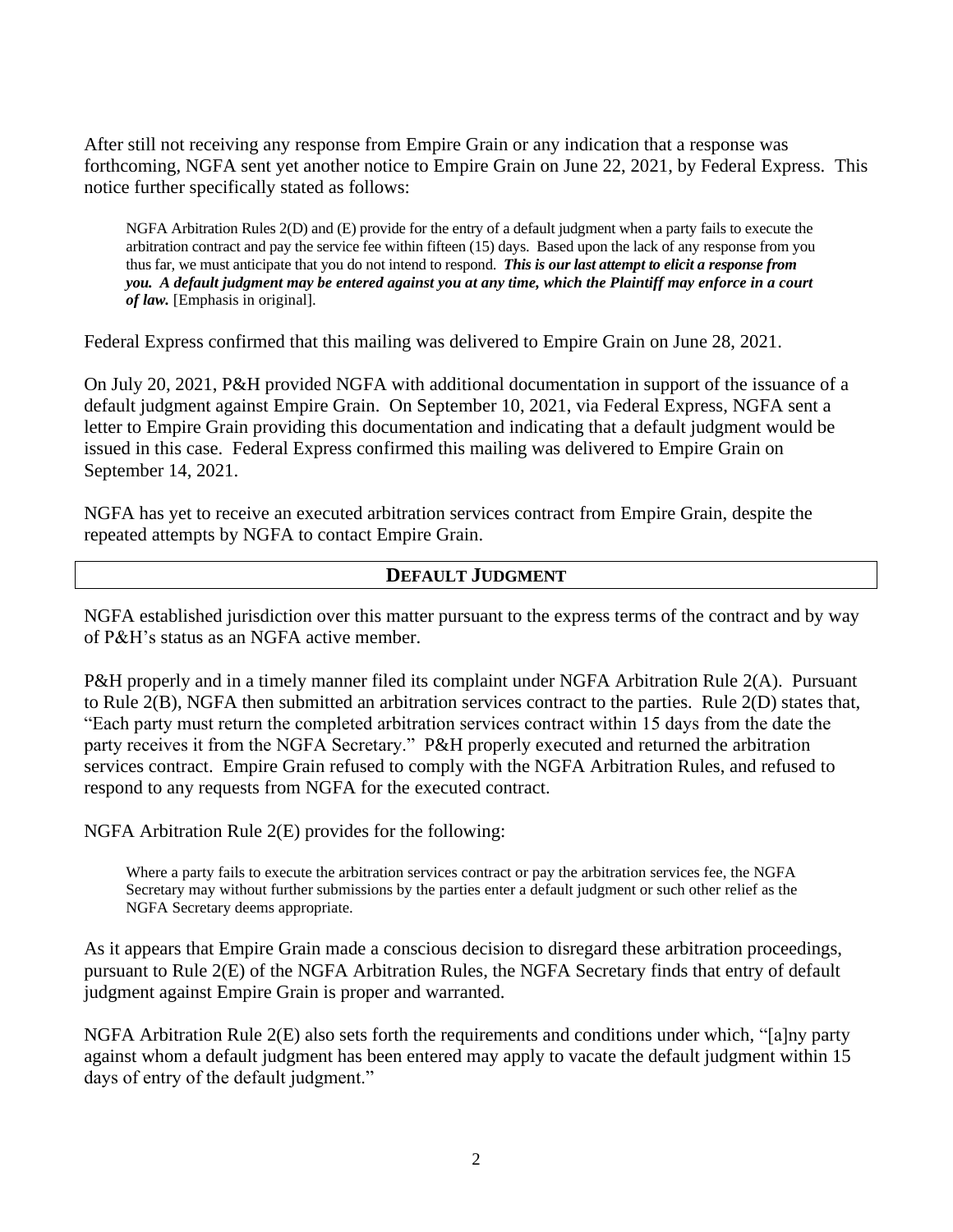After still not receiving any response from Empire Grain or any indication that a response was forthcoming, NGFA sent yet another notice to Empire Grain on June 22, 2021, by Federal Express. This notice further specifically stated as follows:

> NGFA Arbitration Rules 2(D) and (E) provide for the entry of a default judgment when a party fails to execute the arbitration contract and pay the service fee within fifteen (15) days. Based upon the lack of any response from you thus far, we must anticipate that you do not intend to respond. ***This is our last attempt to elicit a response from you. A default judgment may be entered against you at any time, which the Plaintiff may enforce in a court of law.*** [Emphasis in original].

Federal Express confirmed that this mailing was delivered to Empire Grain on June 28, 2021.

On July 20, 2021, P&H provided NGFA with additional documentation in support of the issuance of a default judgment against Empire Grain. On September 10, 2021, via Federal Express, NGFA sent a letter to Empire Grain providing this documentation and indicating that a default judgment would be issued in this case. Federal Express confirmed this mailing was delivered to Empire Grain on September 14, 2021.

NGFA has yet to receive an executed arbitration services contract from Empire Grain, despite the repeated attempts by NGFA to contact Empire Grain.

## DEFAULT JUDGMENT

NGFA established jurisdiction over this matter pursuant to the express terms of the contract and by way of P&H's status as an NGFA active member.

P&H properly and in a timely manner filed its complaint under NGFA Arbitration Rule 2(A). Pursuant to Rule 2(B), NGFA then submitted an arbitration services contract to the parties. Rule 2(D) states that, "Each party must return the completed arbitration services contract within 15 days from the date the party receives it from the NGFA Secretary." P&H properly executed and returned the arbitration services contract. Empire Grain refused to comply with the NGFA Arbitration Rules, and refused to respond to any requests from NGFA for the executed contract.

NGFA Arbitration Rule 2(E) provides for the following:

> Where a party fails to execute the arbitration services contract or pay the arbitration services fee, the NGFA Secretary may without further submissions by the parties enter a default judgment or such other relief as the NGFA Secretary deems appropriate.

As it appears that Empire Grain made a conscious decision to disregard these arbitration proceedings, pursuant to Rule 2(E) of the NGFA Arbitration Rules, the NGFA Secretary finds that entry of default judgment against Empire Grain is proper and warranted.

NGFA Arbitration Rule 2(E) also sets forth the requirements and conditions under which, "[a]ny party against whom a default judgment has been entered may apply to vacate the default judgment within 15 days of entry of the default judgment."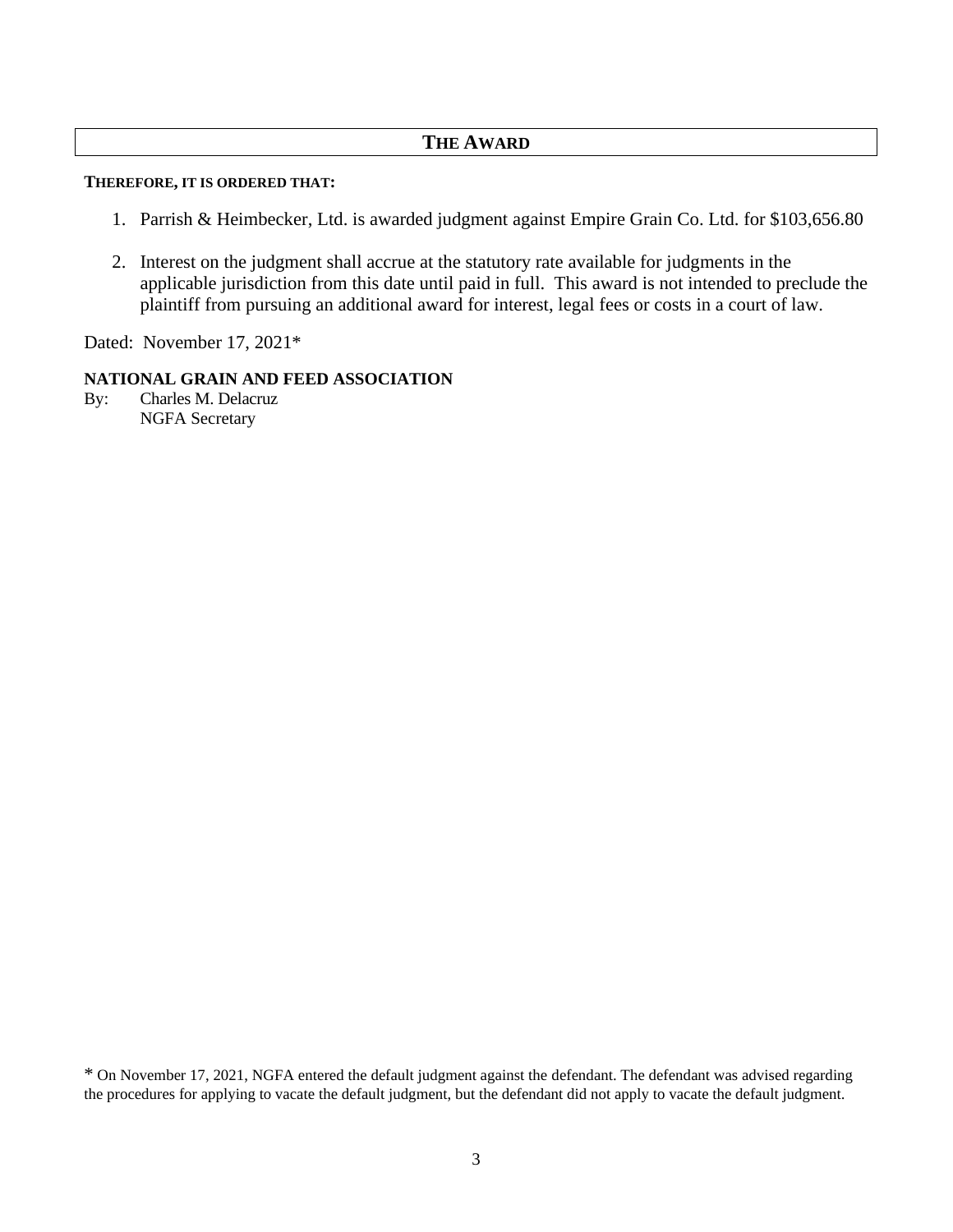## THE AWARD

**THEREFORE, IT IS ORDERED THAT:**

1. Parrish & Heimbecker, Ltd. is awarded judgment against Empire Grain Co. Ltd. for $103,656.80

2. Interest on the judgment shall accrue at the statutory rate available for judgments in the applicable jurisdiction from this date until paid in full. This award is not intended to preclude the plaintiff from pursuing an additional award for interest, legal fees or costs in a court of law.

Dated: November 17, 2021*

**NATIONAL GRAIN AND FEED ASSOCIATION**
By: Charles M. Delacruz
NGFA Secretary

* On November 17, 2021, NGFA entered the default judgment against the defendant. The defendant was advised regarding the procedures for applying to vacate the default judgment, but the defendant did not apply to vacate the default judgment.